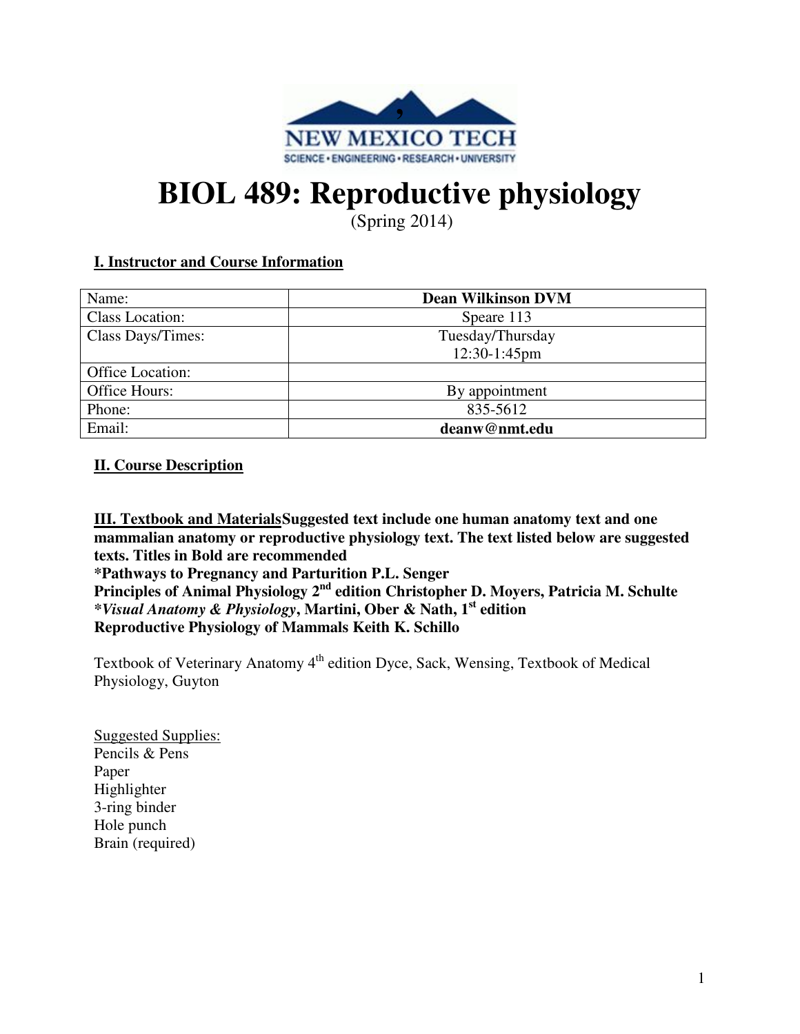# BIOL 489: Reproductive physiology

(Spring 2014)

## I. Instructor and Course Information

| | |
|---|---|
| Name: | **Dean Wilkinson DVM** |
| Class Location: | Speare 113 |
| Class Days/Times: | Tuesday/Thursday 12:30-1:45pm |
| Office Location: | |
| Office Hours: | By appointment |
| Phone: | 835-5612 |
| Email: | **deanw@nmt.edu** |

## II. Course Description

## III. Textbook and Materials

**Suggested text include one human anatomy text and one mammalian anatomy or reproductive physiology text. The text listed below are suggested texts. Titles in Bold are recommended**

**\*Pathways to Pregnancy and Parturition P.L. Senger**

**Principles of Animal Physiology 2nd edition Christopher D. Moyers, Patricia M. Schulte**

**\****Visual Anatomy & Physiology*****, Martini, Ober & Nath, 1st edition**

**Reproductive Physiology of Mammals Keith K. Schillo**

Textbook of Veterinary Anatomy 4th edition Dyce, Sack, Wensing, Textbook of Medical Physiology, Guyton

Suggested Supplies:

Pencils & Pens

Paper

Highlighter

3-ring binder

Hole punch

Brain (required)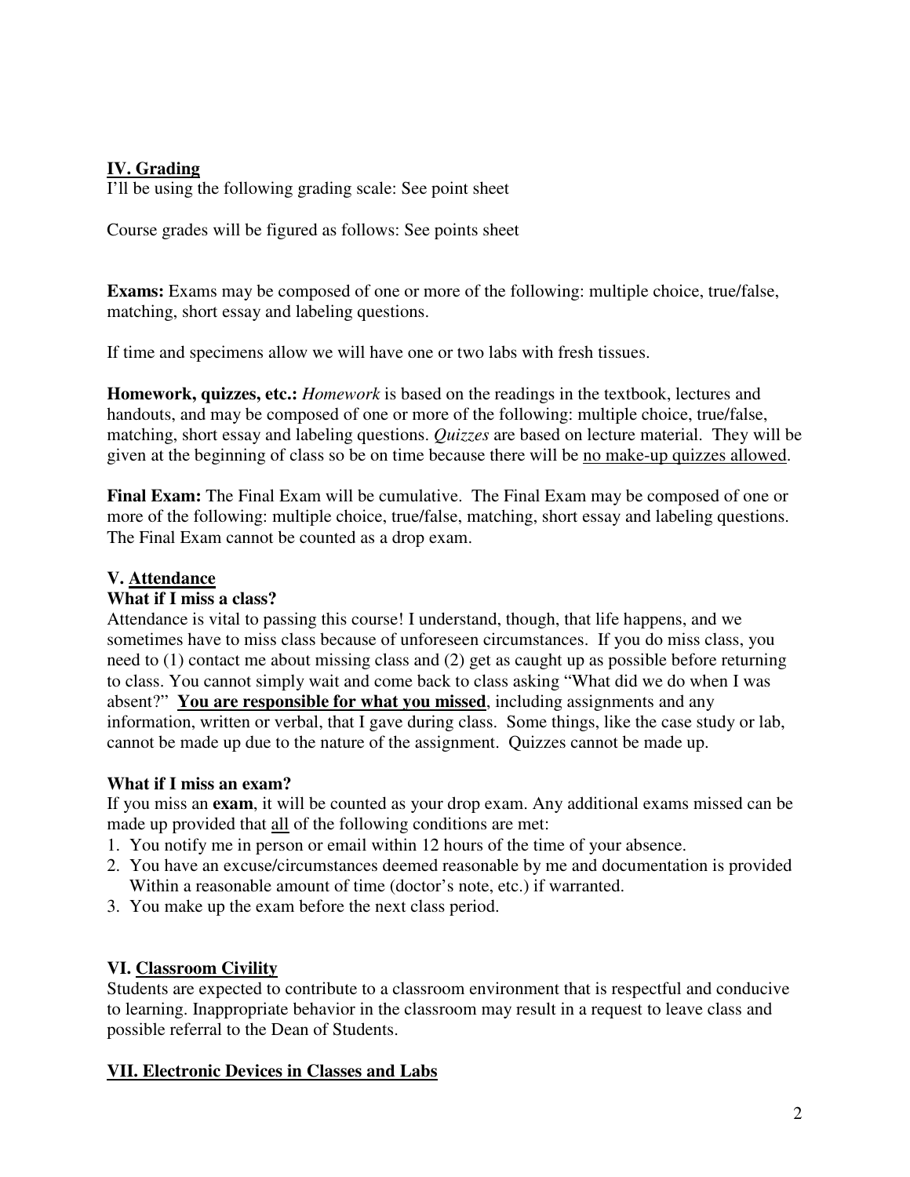## IV. Grading

I'll be using the following grading scale: See point sheet

Course grades will be figured as follows: See points sheet

**Exams:** Exams may be composed of one or more of the following: multiple choice, true/false, matching, short essay and labeling questions.

If time and specimens allow we will have one or two labs with fresh tissues.

**Homework, quizzes, etc.:** *Homework* is based on the readings in the textbook, lectures and handouts, and may be composed of one or more of the following: multiple choice, true/false, matching, short essay and labeling questions. *Quizzes* are based on lecture material. They will be given at the beginning of class so be on time because there will be <u>no make-up quizzes allowed</u>.

**Final Exam:** The Final Exam will be cumulative. The Final Exam may be composed of one or more of the following: multiple choice, true/false, matching, short essay and labeling questions. The Final Exam cannot be counted as a drop exam.

## V. Attendance

### What if I miss a class?

Attendance is vital to passing this course! I understand, though, that life happens, and we sometimes have to miss class because of unforeseen circumstances. If you do miss class, you need to (1) contact me about missing class and (2) get as caught up as possible before returning to class. You cannot simply wait and come back to class asking "What did we do when I was absent?" **You are responsible for what you missed**, including assignments and any information, written or verbal, that I gave during class. Some things, like the case study or lab, cannot be made up due to the nature of the assignment. Quizzes cannot be made up.

### What if I miss an exam?

If you miss an **exam**, it will be counted as your drop exam. Any additional exams missed can be made up provided that <u>all</u> of the following conditions are met:

1. You notify me in person or email within 12 hours of the time of your absence.
2. You have an excuse/circumstances deemed reasonable by me and documentation is provided Within a reasonable amount of time (doctor's note, etc.) if warranted.
3. You make up the exam before the next class period.

## VI. Classroom Civility

Students are expected to contribute to a classroom environment that is respectful and conducive to learning. Inappropriate behavior in the classroom may result in a request to leave class and possible referral to the Dean of Students.

## VII. Electronic Devices in Classes and Labs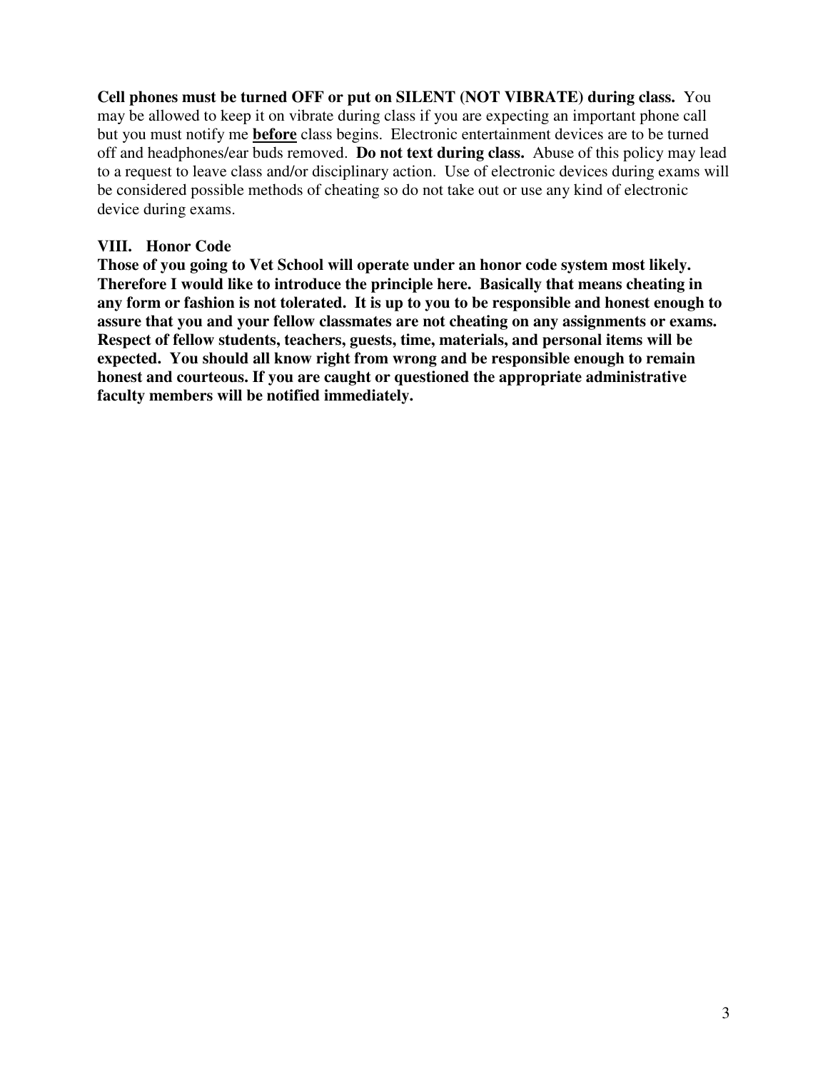**Cell phones must be turned OFF or put on SILENT (NOT VIBRATE) during class.** You may be allowed to keep it on vibrate during class if you are expecting an important phone call but you must notify me **<u>before</u>** class begins. Electronic entertainment devices are to be turned off and headphones/ear buds removed. **Do not text during class.** Abuse of this policy may lead to a request to leave class and/or disciplinary action. Use of electronic devices during exams will be considered possible methods of cheating so do not take out or use any kind of electronic device during exams.

### VIII. Honor Code

**Those of you going to Vet School will operate under an honor code system most likely. Therefore I would like to introduce the principle here. Basically that means cheating in any form or fashion is not tolerated. It is up to you to be responsible and honest enough to assure that you and your fellow classmates are not cheating on any assignments or exams. Respect of fellow students, teachers, guests, time, materials, and personal items will be expected. You should all know right from wrong and be responsible enough to remain honest and courteous. If you are caught or questioned the appropriate administrative faculty members will be notified immediately.**